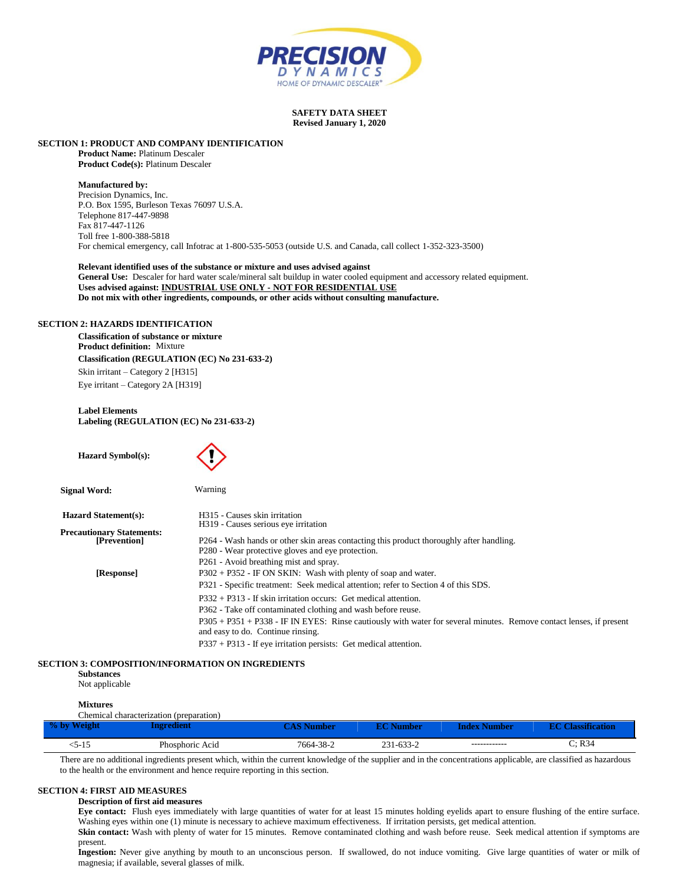**SAFETY DATA SHEET**
**Revised January 1, 2020**

## SECTION 1: PRODUCT AND COMPANY IDENTIFICATION

**Product Name:** Platinum Descaler
**Product Code(s):** Platinum Descaler

**Manufactured by:**
Precision Dynamics, Inc.
P.O. Box 1595, Burleson Texas 76097 U.S.A.
Telephone 817-447-9898
Fax 817-447-1126
Toll free 1-800-388-5818
For chemical emergency, call Infotrac at 1-800-535-5053 (outside U.S. and Canada, call collect 1-352-323-3500)

**Relevant identified uses of the substance or mixture and uses advised against**
**General Use:** Descaler for hard water scale/mineral salt buildup in water cooled equipment and accessory related equipment.
**Uses advised against: INDUSTRIAL USE ONLY - NOT FOR RESIDENTIAL USE**
**Do not mix with other ingredients, compounds, or other acids without consulting manufacture.**

## SECTION 2: HAZARDS IDENTIFICATION

**Classification of substance or mixture**
**Product definition:** Mixture
**Classification (REGULATION (EC) No 231-633-2)**
Skin irritant – Category 2 [H315]
Eye irritant – Category 2A [H319]

**Label Elements**
**Labeling (REGULATION (EC) No 231-633-2)**

**Hazard Symbol(s):**

**Signal Word:** Warning

**Hazard Statement(s):**
H315 - Causes skin irritation
H319 - Causes serious eye irritation

**Precautionary Statements:**

**[Prevention]**
P264 - Wash hands or other skin areas contacting this product thoroughly after handling.
P280 - Wear protective gloves and eye protection.
P261 - Avoid breathing mist and spray.

**[Response]**
P302 + P352 - IF ON SKIN: Wash with plenty of soap and water.
P321 - Specific treatment: Seek medical attention; refer to Section 4 of this SDS.
P332 + P313 - If skin irritation occurs: Get medical attention.
P362 - Take off contaminated clothing and wash before reuse.
P305 + P351 + P338 - IF IN EYES: Rinse cautiously with water for several minutes. Remove contact lenses, if present and easy to do. Continue rinsing.
P337 + P313 - If eye irritation persists: Get medical attention.

## SECTION 3: COMPOSITION/INFORMATION ON INGREDIENTS

**Substances**
Not applicable

**Mixtures**
Chemical characterization (preparation)

| % by Weight | Ingredient | CAS Number | EC Number | Index Number | EC Classification |
|---|---|---|---|---|---|
| <5-15 | Phosphoric Acid | 7664-38-2 | 231-633-2 | ------------ | C; R34 |

There are no additional ingredients present which, within the current knowledge of the supplier and in the concentrations applicable, are classified as hazardous to the health or the environment and hence require reporting in this section.

## SECTION 4: FIRST AID MEASURES

**Description of first aid measures**
**Eye contact:** Flush eyes immediately with large quantities of water for at least 15 minutes holding eyelids apart to ensure flushing of the entire surface. Washing eyes within one (1) minute is necessary to achieve maximum effectiveness. If irritation persists, get medical attention.
**Skin contact:** Wash with plenty of water for 15 minutes. Remove contaminated clothing and wash before reuse. Seek medical attention if symptoms are present.
**Ingestion:** Never give anything by mouth to an unconscious person. If swallowed, do not induce vomiting. Give large quantities of water or milk of magnesia; if available, several glasses of milk.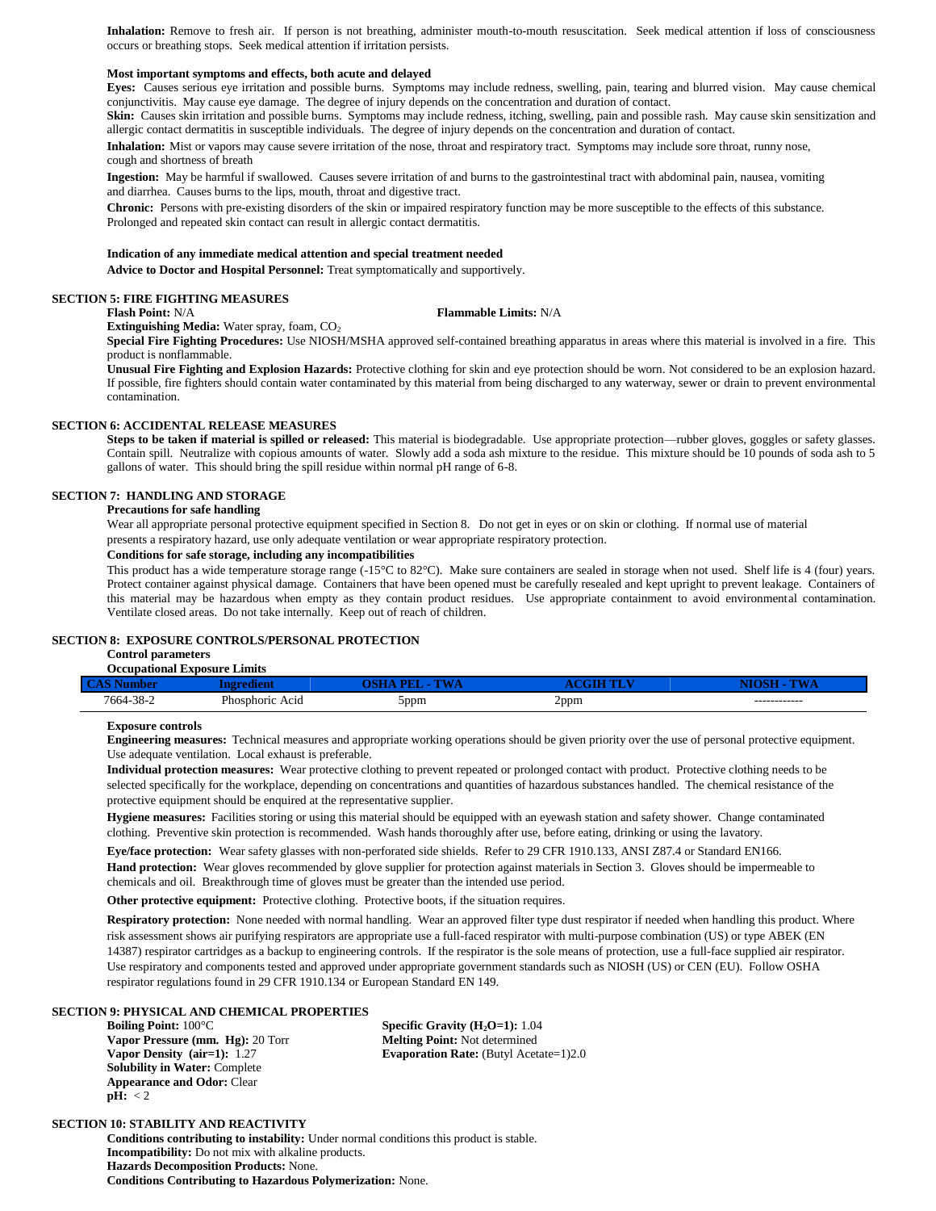**Inhalation:** Remove to fresh air. If person is not breathing, administer mouth-to-mouth resuscitation. Seek medical attention if loss of consciousness occurs or breathing stops. Seek medical attention if irritation persists.

**Most important symptoms and effects, both acute and delayed**

**Eyes:** Causes serious eye irritation and possible burns. Symptoms may include redness, swelling, pain, tearing and blurred vision. May cause chemical conjunctivitis. May cause eye damage. The degree of injury depends on the concentration and duration of contact.

**Skin:** Causes skin irritation and possible burns. Symptoms may include redness, itching, swelling, pain and possible rash. May cause skin sensitization and allergic contact dermatitis in susceptible individuals. The degree of injury depends on the concentration and duration of contact.

**Inhalation:** Mist or vapors may cause severe irritation of the nose, throat and respiratory tract. Symptoms may include sore throat, runny nose, cough and shortness of breath

**Ingestion:** May be harmful if swallowed. Causes severe irritation of and burns to the gastrointestinal tract with abdominal pain, nausea, vomiting and diarrhea. Causes burns to the lips, mouth, throat and digestive tract.

**Chronic:** Persons with pre-existing disorders of the skin or impaired respiratory function may be more susceptible to the effects of this substance. Prolonged and repeated skin contact can result in allergic contact dermatitis.

**Indication of any immediate medical attention and special treatment needed**

**Advice to Doctor and Hospital Personnel:** Treat symptomatically and supportively.

## SECTION 5: FIRE FIGHTING MEASURES

**Flash Point:** N/A **Flammable Limits:** N/A

**Extinguishing Media:** Water spray, foam, $CO_2$

**Special Fire Fighting Procedures:** Use NIOSH/MSHA approved self-contained breathing apparatus in areas where this material is involved in a fire. This product is nonflammable.

**Unusual Fire Fighting and Explosion Hazards:** Protective clothing for skin and eye protection should be worn. Not considered to be an explosion hazard. If possible, fire fighters should contain water contaminated by this material from being discharged to any waterway, sewer or drain to prevent environmental contamination.

## SECTION 6: ACCIDENTAL RELEASE MEASURES

**Steps to be taken if material is spilled or released:** This material is biodegradable. Use appropriate protection—rubber gloves, goggles or safety glasses. Contain spill. Neutralize with copious amounts of water. Slowly add a soda ash mixture to the residue. This mixture should be 10 pounds of soda ash to 5 gallons of water. This should bring the spill residue within normal pH range of 6-8.

## SECTION 7: HANDLING AND STORAGE

**Precautions for safe handling**

Wear all appropriate personal protective equipment specified in Section 8. Do not get in eyes or on skin or clothing. If normal use of material presents a respiratory hazard, use only adequate ventilation or wear appropriate respiratory protection.

**Conditions for safe storage, including any incompatibilities**

This product has a wide temperature storage range (-15°C to 82°C). Make sure containers are sealed in storage when not used. Shelf life is 4 (four) years. Protect container against physical damage. Containers that have been opened must be carefully resealed and kept upright to prevent leakage. Containers of this material may be hazardous when empty as they contain product residues. Use appropriate containment to avoid environmental contamination. Ventilate closed areas. Do not take internally. Keep out of reach of children.

## SECTION 8: EXPOSURE CONTROLS/PERSONAL PROTECTION

**Control parameters**

**Occupational Exposure Limits**

| CAS Number | Ingredient | OSHA PEL - TWA | ACGIH TLV | NIOSH - TWA |
|---|---|---|---|---|
| 7664-38-2 | Phosphoric Acid | 5ppm | 2ppm | ------------ |

**Exposure controls**

**Engineering measures:** Technical measures and appropriate working operations should be given priority over the use of personal protective equipment. Use adequate ventilation. Local exhaust is preferable.

**Individual protection measures:** Wear protective clothing to prevent repeated or prolonged contact with product. Protective clothing needs to be selected specifically for the workplace, depending on concentrations and quantities of hazardous substances handled. The chemical resistance of the protective equipment should be enquired at the representative supplier.

**Hygiene measures:** Facilities storing or using this material should be equipped with an eyewash station and safety shower. Change contaminated clothing. Preventive skin protection is recommended. Wash hands thoroughly after use, before eating, drinking or using the lavatory.

**Eye/face protection:** Wear safety glasses with non-perforated side shields. Refer to 29 CFR 1910.133, ANSI Z87.4 or Standard EN166.

**Hand protection:** Wear gloves recommended by glove supplier for protection against materials in Section 3. Gloves should be impermeable to chemicals and oil. Breakthrough time of gloves must be greater than the intended use period.

**Other protective equipment:** Protective clothing. Protective boots, if the situation requires.

**Respiratory protection:** None needed with normal handling. Wear an approved filter type dust respirator if needed when handling this product. Where risk assessment shows air purifying respirators are appropriate use a full-faced respirator with multi-purpose combination (US) or type ABEK (EN 14387) respirator cartridges as a backup to engineering controls. If the respirator is the sole means of protection, use a full-face supplied air respirator. Use respiratory and components tested and approved under appropriate government standards such as NIOSH (US) or CEN (EU). Follow OSHA respirator regulations found in 29 CFR 1910.134 or European Standard EN 149.

## SECTION 9: PHYSICAL AND CHEMICAL PROPERTIES

**Boiling Point:** 100°C
**Vapor Pressure (mm. Hg):** 20 Torr
**Vapor Density (air=1):** 1.27
**Solubility in Water:** Complete
**Appearance and Odor:** Clear
**pH:** < 2
**Specific Gravity ($H_2O$=1):** 1.04
**Melting Point:** Not determined
**Evaporation Rate:** (Butyl Acetate=1)2.0

## SECTION 10: STABILITY AND REACTIVITY

**Conditions contributing to instability:** Under normal conditions this product is stable.
**Incompatibility:** Do not mix with alkaline products.
**Hazards Decomposition Products:** None.
**Conditions Contributing to Hazardous Polymerization:** None.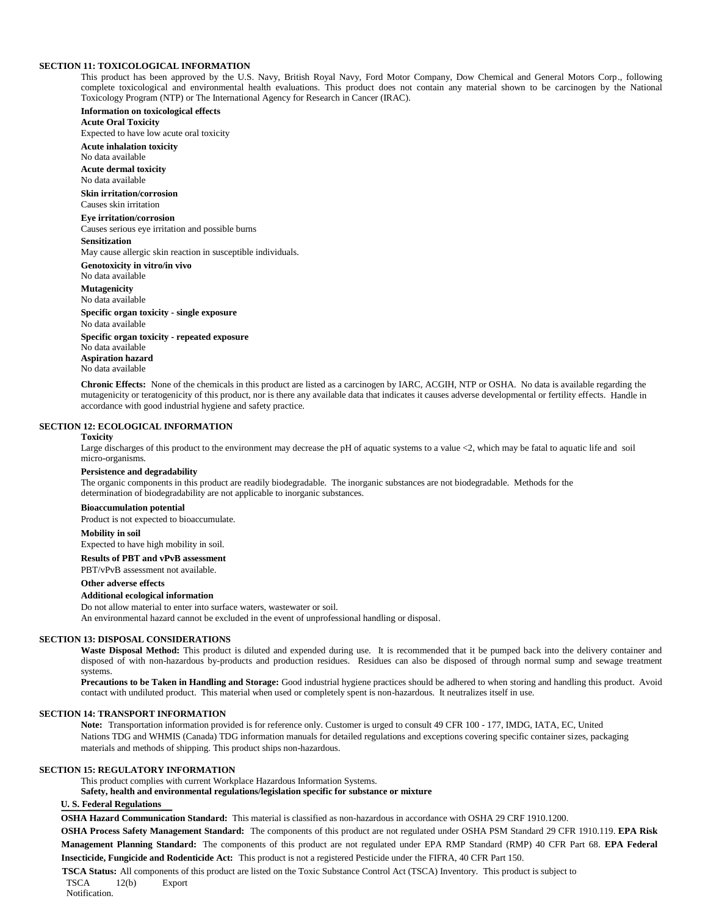## SECTION 11: TOXICOLOGICAL INFORMATION

This product has been approved by the U.S. Navy, British Royal Navy, Ford Motor Company, Dow Chemical and General Motors Corp., following complete toxicological and environmental health evaluations. This product does not contain any material shown to be carcinogen by the National Toxicology Program (NTP) or The International Agency for Research in Cancer (IRAC).

**Information on toxicological effects**

**Acute Oral Toxicity**
Expected to have low acute oral toxicity

**Acute inhalation toxicity**
No data available

**Acute dermal toxicity**
No data available

**Skin irritation/corrosion**
Causes skin irritation

**Eye irritation/corrosion**
Causes serious eye irritation and possible burns

**Sensitization**
May cause allergic skin reaction in susceptible individuals.

**Genotoxicity in vitro/in vivo**
No data available

**Mutagenicity**
No data available

**Specific organ toxicity - single exposure**
No data available

**Specific organ toxicity - repeated exposure**
No data available

**Aspiration hazard**
No data available

**Chronic Effects:** None of the chemicals in this product are listed as a carcinogen by IARC, ACGIH, NTP or OSHA. No data is available regarding the mutagenicity or teratogenicity of this product, nor is there any available data that indicates it causes adverse developmental or fertility effects. Handle in accordance with good industrial hygiene and safety practice.

## SECTION 12: ECOLOGICAL INFORMATION

**Toxicity**
Large discharges of this product to the environment may decrease the pH of aquatic systems to a value <2, which may be fatal to aquatic life and soil micro-organisms.

**Persistence and degradability**
The organic components in this product are readily biodegradable. The inorganic substances are not biodegradable. Methods for the determination of biodegradability are not applicable to inorganic substances.

**Bioaccumulation potential**
Product is not expected to bioaccumulate.

**Mobility in soil**
Expected to have high mobility in soil.

**Results of PBT and vPvB assessment**
PBT/vPvB assessment not available.

**Other adverse effects**

**Additional ecological information**
Do not allow material to enter into surface waters, wastewater or soil.
An environmental hazard cannot be excluded in the event of unprofessional handling or disposal.

## SECTION 13: DISPOSAL CONSIDERATIONS

**Waste Disposal Method:** This product is diluted and expended during use. It is recommended that it be pumped back into the delivery container and disposed of with non-hazardous by-products and production residues. Residues can also be disposed of through normal sump and sewage treatment systems.

**Precautions to be Taken in Handling and Storage:** Good industrial hygiene practices should be adhered to when storing and handling this product. Avoid contact with undiluted product. This material when used or completely spent is non-hazardous. It neutralizes itself in use.

## SECTION 14: TRANSPORT INFORMATION

**Note:** Transportation information provided is for reference only. Customer is urged to consult 49 CFR 100 - 177, IMDG, IATA, EC, United Nations TDG and WHMIS (Canada) TDG information manuals for detailed regulations and exceptions covering specific container sizes, packaging materials and methods of shipping. This product ships non-hazardous.

## SECTION 15: REGULATORY INFORMATION

This product complies with current Workplace Hazardous Information Systems.

**Safety, health and environmental regulations/legislation specific for substance or mixture**

**U. S. Federal Regulations**

**OSHA Hazard Communication Standard:** This material is classified as non-hazardous in accordance with OSHA 29 CRF 1910.1200.

**OSHA Process Safety Management Standard:** The components of this product are not regulated under OSHA PSM Standard 29 CFR 1910.119. **EPA Risk Management Planning Standard:** The components of this product are not regulated under EPA RMP Standard (RMP) 40 CFR Part 68. **EPA Federal Insecticide, Fungicide and Rodenticide Act:** This product is not a registered Pesticide under the FIFRA, 40 CFR Part 150.

**TSCA Status:** All components of this product are listed on the Toxic Substance Control Act (TSCA) Inventory. This product is subject to TSCA 12(b) Export Notification.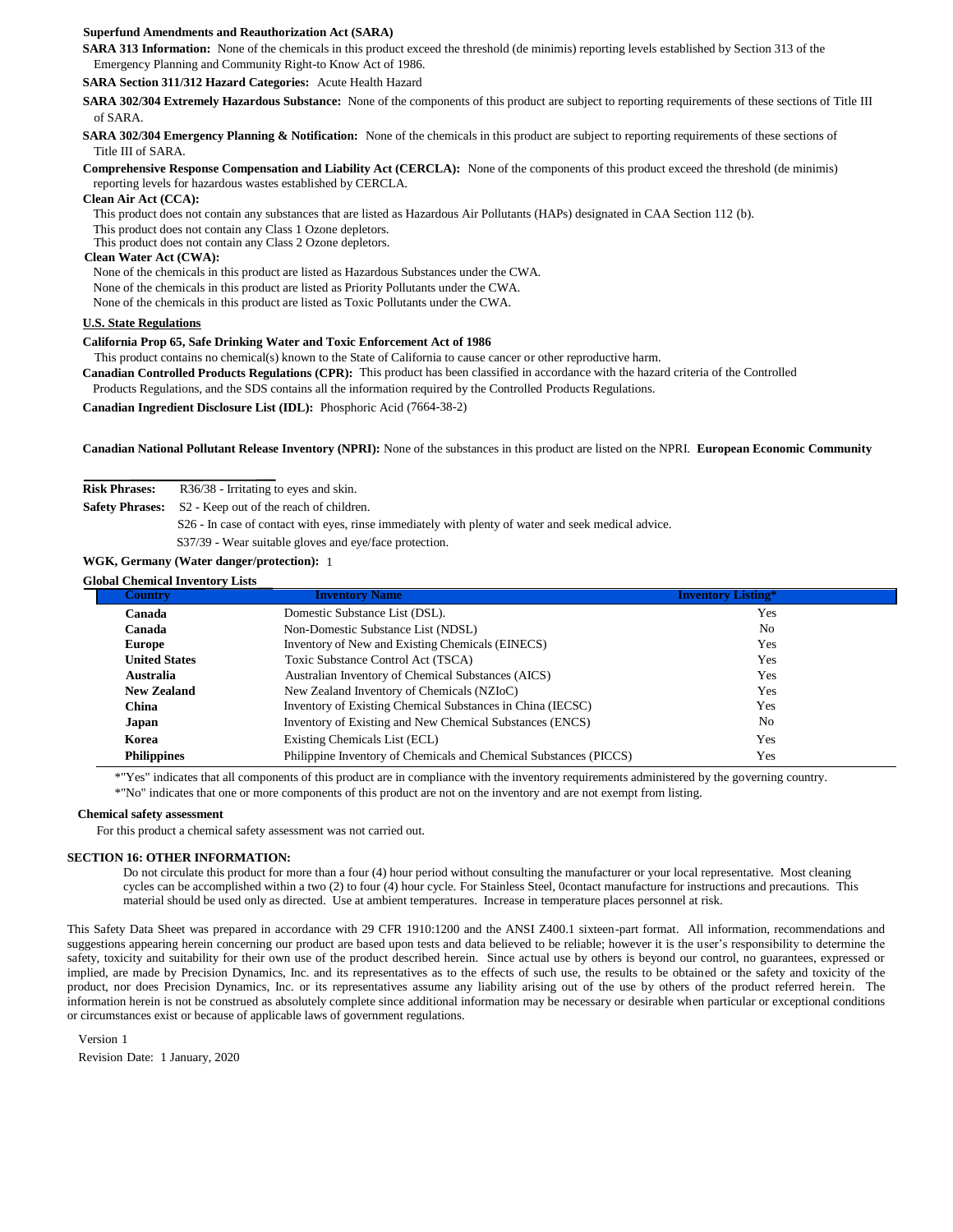**Superfund Amendments and Reauthorization Act (SARA)**

**SARA 313 Information:** None of the chemicals in this product exceed the threshold (de minimis) reporting levels established by Section 313 of the Emergency Planning and Community Right-to Know Act of 1986.

**SARA Section 311/312 Hazard Categories:** Acute Health Hazard

**SARA 302/304 Extremely Hazardous Substance:** None of the components of this product are subject to reporting requirements of these sections of Title III of SARA.

**SARA 302/304 Emergency Planning & Notification:** None of the chemicals in this product are subject to reporting requirements of these sections of Title III of SARA.

**Comprehensive Response Compensation and Liability Act (CERCLA):** None of the components of this product exceed the threshold (de minimis) reporting levels for hazardous wastes established by CERCLA.

**Clean Air Act (CCA):**

This product does not contain any substances that are listed as Hazardous Air Pollutants (HAPs) designated in CAA Section 112 (b).
This product does not contain any Class 1 Ozone depletors.
This product does not contain any Class 2 Ozone depletors.

**Clean Water Act (CWA):**

None of the chemicals in this product are listed as Hazardous Substances under the CWA.
None of the chemicals in this product are listed as Priority Pollutants under the CWA.
None of the chemicals in this product are listed as Toxic Pollutants under the CWA.

**U.S. State Regulations**

**California Prop 65, Safe Drinking Water and Toxic Enforcement Act of 1986**

This product contains no chemical(s) known to the State of California to cause cancer or other reproductive harm.

**Canadian Controlled Products Regulations (CPR):** This product has been classified in accordance with the hazard criteria of the Controlled Products Regulations, and the SDS contains all the information required by the Controlled Products Regulations.

**Canadian Ingredient Disclosure List (IDL):** Phosphoric Acid (7664-38-2)

**Canadian National Pollutant Release Inventory (NPRI):** None of the substances in this product are listed on the NPRI. **European Economic Community**

**Risk Phrases:** R36/38 - Irritating to eyes and skin.

**Safety Phrases:** S2 - Keep out of the reach of children.
S26 - In case of contact with eyes, rinse immediately with plenty of water and seek medical advice.
S37/39 - Wear suitable gloves and eye/face protection.

**WGK, Germany (Water danger/protection):** 1

**Global Chemical Inventory Lists**

| Country | Inventory Name | Inventory Listing* |
|---|---|---|
| **Canada** | Domestic Substance List (DSL). | Yes |
| **Canada** | Non-Domestic Substance List (NDSL) | No |
| **Europe** | Inventory of New and Existing Chemicals (EINECS) | Yes |
| **United States** | Toxic Substance Control Act (TSCA) | Yes |
| **Australia** | Australian Inventory of Chemical Substances (AICS) | Yes |
| **New Zealand** | New Zealand Inventory of Chemicals (NZIoC) | Yes |
| **China** | Inventory of Existing Chemical Substances in China (IECSC) | Yes |
| **Japan** | Inventory of Existing and New Chemical Substances (ENCS) | No |
| **Korea** | Existing Chemicals List (ECL) | Yes |
| **Philippines** | Philippine Inventory of Chemicals and Chemical Substances (PICCS) | Yes |

*"Yes" indicates that all components of this product are in compliance with the inventory requirements administered by the governing country.
*"No" indicates that one or more components of this product are not on the inventory and are not exempt from listing.

**Chemical safety assessment**

For this product a chemical safety assessment was not carried out.

## SECTION 16: OTHER INFORMATION:

Do not circulate this product for more than a four (4) hour period without consulting the manufacturer or your local representative. Most cleaning cycles can be accomplished within a two (2) to four (4) hour cycle. For Stainless Steel, 0contact manufacture for instructions and precautions. This material should be used only as directed. Use at ambient temperatures. Increase in temperature places personnel at risk.

This Safety Data Sheet was prepared in accordance with 29 CFR 1910:1200 and the ANSI Z400.1 sixteen-part format. All information, recommendations and suggestions appearing herein concerning our product are based upon tests and data believed to be reliable; however it is the user's responsibility to determine the safety, toxicity and suitability for their own use of the product described herein. Since actual use by others is beyond our control, no guarantees, expressed or implied, are made by Precision Dynamics, Inc. and its representatives as to the effects of such use, the results to be obtained or the safety and toxicity of the product, nor does Precision Dynamics, Inc. or its representatives assume any liability arising out of the use by others of the product referred herein. The information herein is not be construed as absolutely complete since additional information may be necessary or desirable when particular or exceptional conditions or circumstances exist or because of applicable laws of government regulations.

Version 1

Revision Date: 1 January, 2020